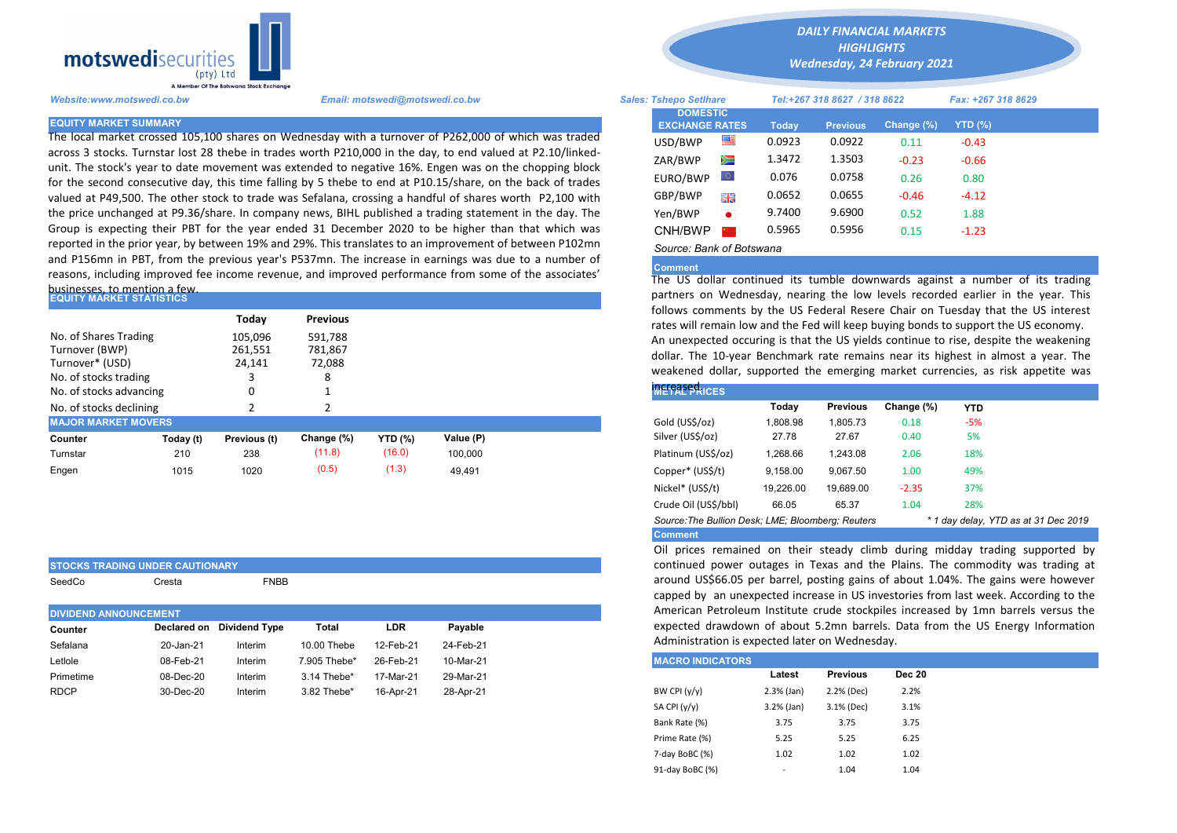motswedisecurities (pty) Ltd
A Member Of The Botswana Stock Exchange

***DAILY FINANCIAL MARKETS HIGHLIGHTS***
***Wednesday, 24 February 2021***

*Website:www.motswedi.co.bw* *Email: motswedi@motswedi.co.bw* *Sales: Tshepo Setlhare* *Tel:+267 318 8627 / 318 8622* *Fax: +267 318 8629*

## EQUITY MARKET SUMMARY

The local market crossed 105,100 shares on Wednesday with a turnover of P262,000 of which was traded across 3 stocks. Turnstar lost 28 thebe in trades worth P210,000 in the day, to end valued at P2.10/linked-unit. The stock's year to date movement was extended to negative 16%. Engen was on the chopping block for the second consecutive day, this time falling by 5 thebe to end at P10.15/share, on the back of trades valued at P49,500. The other stock to trade was Sefalana, crossing a handful of shares worth P2,100 with the price unchanged at P9.36/share. In company news, BIHL published a trading statement in the day. The Group is expecting their PBT for the year ended 31 December 2020 to be higher than that which was reported in the prior year, by between 19% and 29%. This translates to an improvement of between P102mn and P156mn in PBT, from the previous year's P537mn. The increase in earnings was due to a number of reasons, including improved fee income revenue, and improved performance from some of the associates' businesses, to mention a few.

## EQUITY MARKET STATISTICS

| | Today | Previous |
|---|---|---|
| No. of Shares Trading | 105,096 | 591,788 |
| Turnover (BWP) | 261,551 | 781,867 |
| Turnover* (USD) | 24,141 | 72,088 |
| No. of stocks trading | 3 | 8 |
| No. of stocks advancing | 0 | 1 |
| No. of stocks declining | 2 | 2 |

## MAJOR MARKET MOVERS

| Counter | Today (t) | Previous (t) | Change (%) | YTD (%) | Value (P) |
|---|---|---|---|---|---|
| Turnstar | 210 | 238 | (11.8) | (16.0) | 100,000 |
| Engen | 1015 | 1020 | (0.5) | (1.3) | 49,491 |

## STOCKS TRADING UNDER CAUTIONARY

| SeedCo | Cresta | FNBB |
|---|---|---|

## DIVIDEND ANNOUNCEMENT

| Counter | Declared on | Dividend Type | Total | LDR | Payable |
|---|---|---|---|---|---|
| Sefalana | 20-Jan-21 | Interim | 10.00 Thebe | 12-Feb-21 | 24-Feb-21 |
| Letlole | 08-Feb-21 | Interim | 7.905 Thebe* | 26-Feb-21 | 10-Mar-21 |
| Primetime | 08-Dec-20 | Interim | 3.14 Thebe* | 17-Mar-21 | 29-Mar-21 |
| RDCP | 30-Dec-20 | Interim | 3.82 Thebe* | 16-Apr-21 | 28-Apr-21 |

## DOMESTIC EXCHANGE RATES

| DOMESTIC EXCHANGE RATES | Today | Previous | Change (%) | YTD (%) |
|---|---|---|---|---|
| USD/BWP | 0.0923 | 0.0922 | 0.11 | -0.43 |
| ZAR/BWP | 1.3472 | 1.3503 | -0.23 | -0.66 |
| EURO/BWP | 0.076 | 0.0758 | 0.26 | 0.80 |
| GBP/BWP | 0.0652 | 0.0655 | -0.46 | -4.12 |
| Yen/BWP | 9.7400 | 9.6900 | 0.52 | 1.88 |
| CNH/BWP | 0.5965 | 0.5956 | 0.15 | -1.23 |

*Source: Bank of Botswana*

**Comment**

The US dollar continued its tumble downwards against a number of its trading partners on Wednesday, nearing the low levels recorded earlier in the year. This follows comments by the US Federal Resere Chair on Tuesday that the US interest rates will remain low and the Fed will keep buying bonds to support the US economy. An unexpected occuring is that the US yields continue to rise, despite the weakening dollar. The 10-year Benchmark rate remains near its highest in almost a year. The weakened dollar, supported the emerging market currencies, as risk appetite was increased.

## METAL PRICES

| | Today | Previous | Change (%) | YTD |
|---|---|---|---|---|
| Gold (US$/oz) | 1,808.98 | 1,805.73 | 0.18 | -5% |
| Silver (US$/oz) | 27.78 | 27.67 | 0.40 | 5% |
| Platinum (US$/oz) | 1,268.66 | 1,243.08 | 2.06 | 18% |
| Copper* (US$/t) | 9,158.00 | 9,067.50 | 1.00 | 49% |
| Nickel* (US$/t) | 19,226.00 | 19,689.00 | -2.35 | 37% |
| Crude Oil (US$/bbl) | 66.05 | 65.37 | 1.04 | 28% |

*Source:The Bullion Desk; LME; Bloomberg; Reuters* *\* 1 day delay, YTD as at 31 Dec 2019*

**Comment**

Oil prices remained on their steady climb during midday trading supported by continued power outages in Texas and the Plains. The commodity was trading at around US$66.05 per barrel, posting gains of about 1.04%. The gains were however capped by an unexpected increase in US investories from last week. According to the American Petroleum Institute crude stockpiles increased by 1mn barrels versus the expected drawdown of about 5.2mn barrels. Data from the US Energy Information Administration is expected later on Wednesday.

## MACRO INDICATORS

| | Latest | Previous | Dec 20 |
|---|---|---|---|
| BW CPI (y/y) | 2.3% (Jan) | 2.2% (Dec) | 2.2% |
| SA CPI (y/y) | 3.2% (Jan) | 3.1% (Dec) | 3.1% |
| Bank Rate (%) | 3.75 | 3.75 | 3.75 |
| Prime Rate (%) | 5.25 | 5.25 | 6.25 |
| 7-day BoBC (%) | 1.02 | 1.02 | 1.02 |
| 91-day BoBC (%) | - | 1.04 | 1.04 |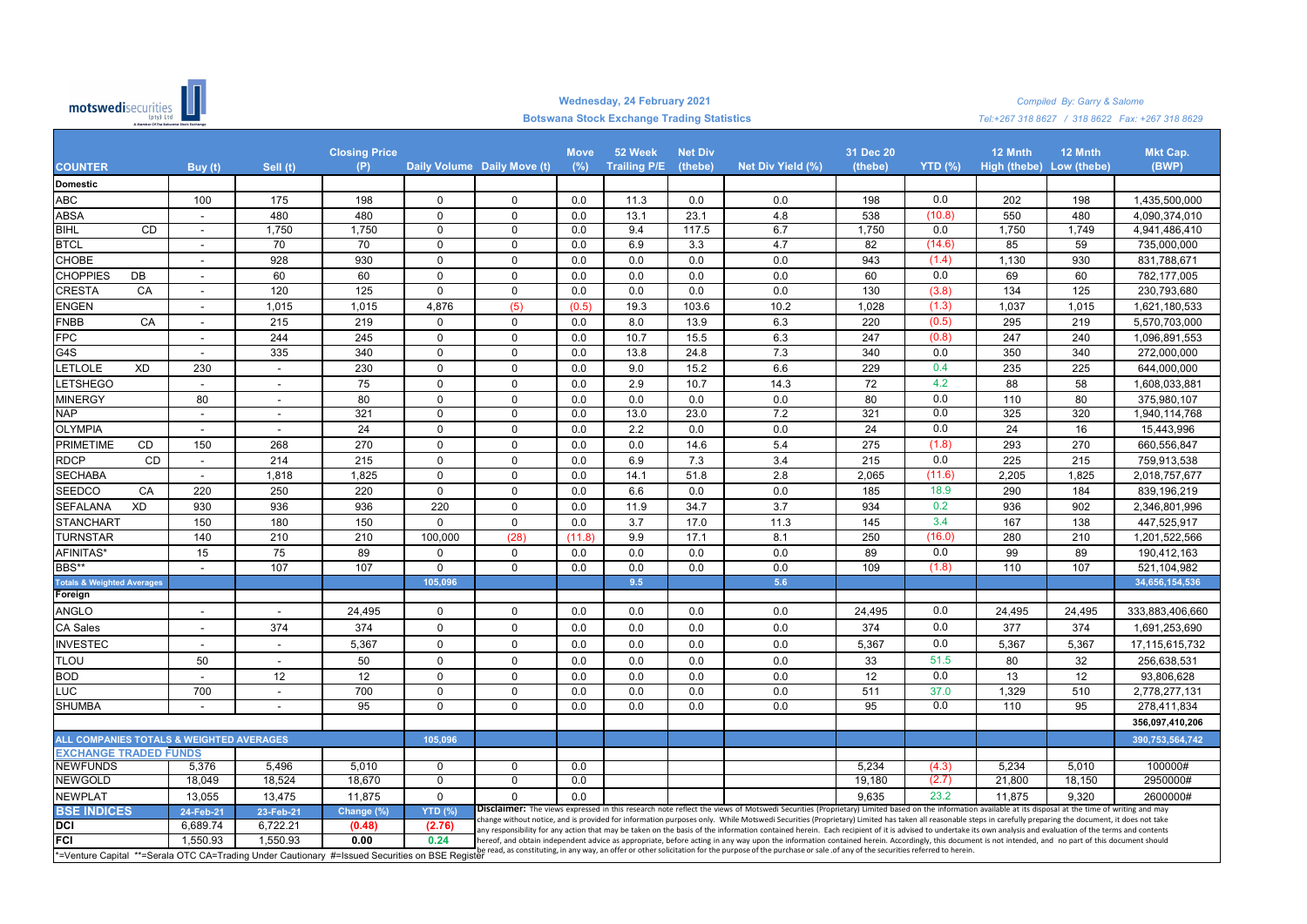motswedisecurities (pty) Ltd
A Member Of The Botswana Stock Exchange

**Wednesday, 24 February 2021**

**Botswana Stock Exchange Trading Statistics**

*Compiled By: Garry & Salome*

*Tel:+267 318 8627 / 318 8622 Fax: +267 318 8629*

| COUNTER | | Buy (t) | Sell (t) | Closing Price (P) | Daily Volume | Daily Move (t) | Move (%) | 52 Week Trailing P/E | Net Div (thebe) | Net Div Yield (%) | 31 Dec 20 (thebe) | YTD (%) | 12 Mnth High (thebe) | 12 Mnth Low (thebe) | Mkt Cap. (BWP) |
|---|---|---|---|---|---|---|---|---|---|---|---|---|---|---|---|
| **Domestic** | | | | | | | | | | | | | | | |
| ABC | | 100 | 175 | 198 | 0 | 0 | 0.0 | 11.3 | 0.0 | 0.0 | 198 | 0.0 | 202 | 198 | 1,435,500,000 |
| ABSA | | - | 480 | 480 | 0 | 0 | 0.0 | 13.1 | 23.1 | 4.8 | 538 | (10.8) | 550 | 480 | 4,090,374,010 |
| BIHL | CD | - | 1,750 | 1,750 | 0 | 0 | 0.0 | 9.4 | 117.5 | 6.7 | 1,750 | 0.0 | 1,750 | 1,749 | 4,941,486,410 |
| BTCL | | - | 70 | 70 | 0 | 0 | 0.0 | 6.9 | 3.3 | 4.7 | 82 | (14.6) | 85 | 59 | 735,000,000 |
| CHOBE | | - | 928 | 930 | 0 | 0 | 0.0 | 0.0 | 0.0 | 0.0 | 943 | (1.4) | 1,130 | 930 | 831,788,671 |
| CHOPPIES | DB | - | 60 | 60 | 0 | 0 | 0.0 | 0.0 | 0.0 | 0.0 | 60 | 0.0 | 69 | 60 | 782,177,005 |
| CRESTA | CA | - | 120 | 125 | 0 | 0 | 0.0 | 0.0 | 0.0 | 0.0 | 130 | (3.8) | 134 | 125 | 230,793,680 |
| ENGEN | | - | 1,015 | 1,015 | 4,876 | (5) | (0.5) | 19.3 | 103.6 | 10.2 | 1,028 | (1.3) | 1,037 | 1,015 | 1,621,180,533 |
| FNBB | CA | - | 215 | 219 | 0 | 0 | 0.0 | 8.0 | 13.9 | 6.3 | 220 | (0.5) | 295 | 219 | 5,570,703,000 |
| FPC | | - | 244 | 245 | 0 | 0 | 0.0 | 10.7 | 15.5 | 6.3 | 247 | (0.8) | 247 | 240 | 1,096,891,553 |
| G4S | | - | 335 | 340 | 0 | 0 | 0.0 | 13.8 | 24.8 | 7.3 | 340 | 0.0 | 350 | 340 | 272,000,000 |
| LETLOLE | XD | 230 | - | 230 | 0 | 0 | 0.0 | 9.0 | 15.2 | 6.6 | 229 | 0.4 | 235 | 225 | 644,000,000 |
| LETSHEGO | | - | - | 75 | 0 | 0 | 0.0 | 2.9 | 10.7 | 14.3 | 72 | 4.2 | 88 | 58 | 1,608,033,881 |
| MINERGY | | 80 | - | 80 | 0 | 0 | 0.0 | 0.0 | 0.0 | 0.0 | 80 | 0.0 | 110 | 80 | 375,980,107 |
| NAP | | - | - | 321 | 0 | 0 | 0.0 | 13.0 | 23.0 | 7.2 | 321 | 0.0 | 325 | 320 | 1,940,114,768 |
| OLYMPIA | | - | - | 24 | 0 | 0 | 0.0 | 2.2 | 0.0 | 0.0 | 24 | 0.0 | 24 | 16 | 15,443,996 |
| PRIMETIME | CD | 150 | 268 | 270 | 0 | 0 | 0.0 | 0.0 | 14.6 | 5.4 | 275 | (1.8) | 293 | 270 | 660,556,847 |
| RDCP | CD | - | 214 | 215 | 0 | 0 | 0.0 | 6.9 | 7.3 | 3.4 | 215 | 0.0 | 225 | 215 | 759,913,538 |
| SECHABA | | - | 1,818 | 1,825 | 0 | 0 | 0.0 | 14.1 | 51.8 | 2.8 | 2,065 | (11.6) | 2,205 | 1,825 | 2,018,757,677 |
| SEEDCO | CA | 220 | 250 | 220 | 0 | 0 | 0.0 | 6.6 | 0.0 | 0.0 | 185 | 18.9 | 290 | 184 | 839,196,219 |
| SEFALANA | XD | 930 | 936 | 936 | 220 | 0 | 0.0 | 11.9 | 34.7 | 3.7 | 934 | 0.2 | 936 | 902 | 2,346,801,996 |
| STANCHART | | 150 | 180 | 150 | 0 | 0 | 0.0 | 3.7 | 17.0 | 11.3 | 145 | 3.4 | 167 | 138 | 447,525,917 |
| TURNSTAR | | 140 | 210 | 210 | 100,000 | (28) | (11.8) | 9.9 | 17.1 | 8.1 | 250 | (16.0) | 280 | 210 | 1,201,522,566 |
| AFINITAS* | | 15 | 75 | 89 | 0 | 0 | 0.0 | 0.0 | 0.0 | 0.0 | 89 | 0.0 | 99 | 89 | 190,412,163 |
| BBS** | | - | 107 | 107 | 0 | 0 | 0.0 | 0.0 | 0.0 | 0.0 | 109 | (1.8) | 110 | 107 | 521,104,982 |
| **Totals & Weighted Averages** | | | | | 105,096 | | | 9.5 | | 5.6 | | | | | 34,656,154,536 |
| **Foreign** | | | | | | | | | | | | | | | |
| ANGLO | | - | - | 24,495 | 0 | 0 | 0.0 | 0.0 | 0.0 | 0.0 | 24,495 | 0.0 | 24,495 | 24,495 | 333,883,406,660 |
| CA Sales | | - | 374 | 374 | 0 | 0 | 0.0 | 0.0 | 0.0 | 0.0 | 374 | 0.0 | 377 | 374 | 1,691,253,690 |
| INVESTEC | | - | - | 5,367 | 0 | 0 | 0.0 | 0.0 | 0.0 | 0.0 | 5,367 | 0.0 | 5,367 | 5,367 | 17,115,615,732 |
| TLOU | | 50 | - | 50 | 0 | 0 | 0.0 | 0.0 | 0.0 | 0.0 | 33 | 51.5 | 80 | 32 | 256,638,531 |
| BOD | | - | 12 | 12 | 0 | 0 | 0.0 | 0.0 | 0.0 | 0.0 | 12 | 0.0 | 13 | 12 | 93,806,628 |
| LUC | | 700 | - | 700 | 0 | 0 | 0.0 | 0.0 | 0.0 | 0.0 | 511 | 37.0 | 1,329 | 510 | 2,778,277,131 |
| SHUMBA | | - | - | 95 | 0 | 0 | 0.0 | 0.0 | 0.0 | 0.0 | 95 | 0.0 | 110 | 95 | 278,411,834 |
| | | | | | | | | | | | | | | | 356,097,410,206 |
| **ALL COMPANIES TOTALS & WEIGHTED AVERAGES** | | | | | 105,096 | | | | | | | | | | 390,753,564,742 |
| **EXCHANGE TRADED FUNDS** | | | | | | | | | | | | | | | |
| NEWFUNDS | | 5,376 | 5,496 | 5,010 | 0 | 0 | 0.0 | | | | 5,234 | (4.3) | 5,234 | 5,010 | 100000# |
| NEWGOLD | | 18,049 | 18,524 | 18,670 | 0 | 0 | 0.0 | | | | 19,180 | (2.7) | 21,800 | 18,150 | 2950000# |
| NEWPLAT | | 13,055 | 13,475 | 11,875 | 0 | 0 | 0.0 | | | | 9,635 | 23.2 | 11,875 | 9,320 | 2600000# |

| BSE INDICES | 24-Feb-21 | 23-Feb-21 | Change (%) | YTD (%) |
|---|---|---|---|---|
| DCI | 6,689.74 | 6,722.21 | (0.48) | (2.76) |
| FCI | 1,550.93 | 1,550.93 | 0.00 | 0.24 |

*=Venture Capital **=Serala OTC CA=Trading Under Cautionary #=Issued Securities on BSE Register

**Disclaimer:** The views expressed in this research note reflect the views of Motswedi Securities (Proprietary) Limited based on the information available at its disposal at the time of writing and may change without notice, and is provided for information purposes only. While Motswedi Securities (Proprietary) Limited has taken all reasonable steps in carefully preparing the document, it does not take any responsibility for any action that may be taken on the basis of the information contained herein. Each recipient of it is advised to undertake its own analysis and evaluation of the terms and contents hereof, and obtain independent advice as appropriate, before acting in any way upon the information contained herein. Accordingly, this document is not intended, and no part of this document should be read, as constituting, in any way, an offer or other solicitation for the purpose of the purchase or sale .of any of the securities referred to herein.